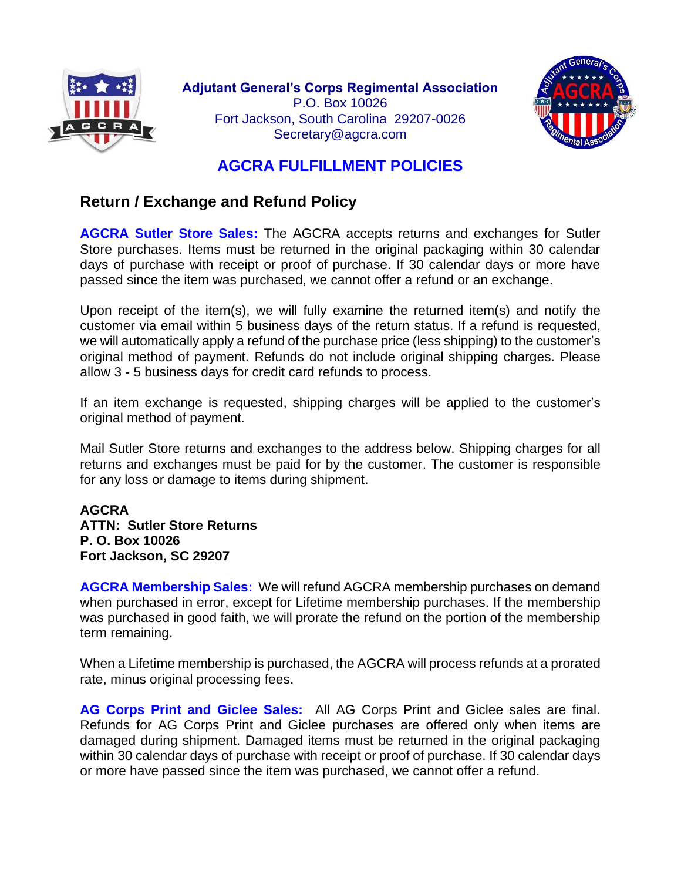**Adjutant General's Corps Regimental Association**
P.O. Box 10026
Fort Jackson, South Carolina 29207-0026
Secretary@agcra.com

# AGCRA FULFILLMENT POLICIES

## Return / Exchange and Refund Policy

**AGCRA Sutler Store Sales:** The AGCRA accepts returns and exchanges for Sutler Store purchases. Items must be returned in the original packaging within 30 calendar days of purchase with receipt or proof of purchase. If 30 calendar days or more have passed since the item was purchased, we cannot offer a refund or an exchange.

Upon receipt of the item(s), we will fully examine the returned item(s) and notify the customer via email within 5 business days of the return status. If a refund is requested, we will automatically apply a refund of the purchase price (less shipping) to the customer's original method of payment. Refunds do not include original shipping charges. Please allow 3 - 5 business days for credit card refunds to process.

If an item exchange is requested, shipping charges will be applied to the customer's original method of payment.

Mail Sutler Store returns and exchanges to the address below. Shipping charges for all returns and exchanges must be paid for by the customer. The customer is responsible for any loss or damage to items during shipment.

**AGCRA**
**ATTN: Sutler Store Returns**
**P. O. Box 10026**
**Fort Jackson, SC 29207**

**AGCRA Membership Sales:** We will refund AGCRA membership purchases on demand when purchased in error, except for Lifetime membership purchases. If the membership was purchased in good faith, we will prorate the refund on the portion of the membership term remaining.

When a Lifetime membership is purchased, the AGCRA will process refunds at a prorated rate, minus original processing fees.

**AG Corps Print and Giclee Sales:** All AG Corps Print and Giclee sales are final. Refunds for AG Corps Print and Giclee purchases are offered only when items are damaged during shipment. Damaged items must be returned in the original packaging within 30 calendar days of purchase with receipt or proof of purchase. If 30 calendar days or more have passed since the item was purchased, we cannot offer a refund.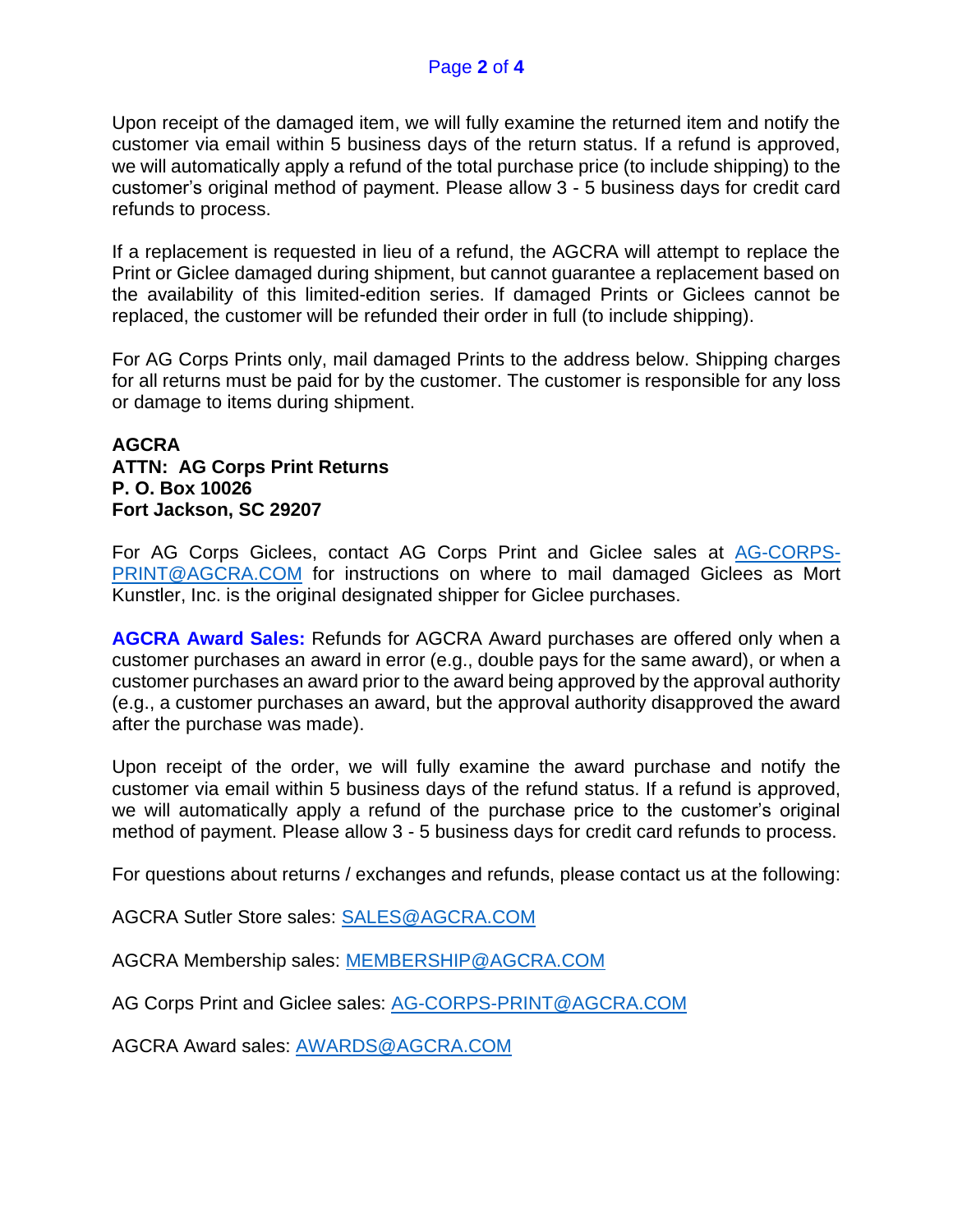Upon receipt of the damaged item, we will fully examine the returned item and notify the customer via email within 5 business days of the return status. If a refund is approved, we will automatically apply a refund of the total purchase price (to include shipping) to the customer's original method of payment. Please allow 3 - 5 business days for credit card refunds to process.

If a replacement is requested in lieu of a refund, the AGCRA will attempt to replace the Print or Giclee damaged during shipment, but cannot guarantee a replacement based on the availability of this limited-edition series. If damaged Prints or Giclees cannot be replaced, the customer will be refunded their order in full (to include shipping).

For AG Corps Prints only, mail damaged Prints to the address below. Shipping charges for all returns must be paid for by the customer. The customer is responsible for any loss or damage to items during shipment.

**AGCRA**
**ATTN: AG Corps Print Returns**
**P. O. Box 10026**
**Fort Jackson, SC 29207**

For AG Corps Giclees, contact AG Corps Print and Giclee sales at [AG-CORPS-PRINT@AGCRA.COM](mailto:AG-CORPS-PRINT@AGCRA.COM) for instructions on where to mail damaged Giclees as Mort Kunstler, Inc. is the original designated shipper for Giclee purchases.

**AGCRA Award Sales:** Refunds for AGCRA Award purchases are offered only when a customer purchases an award in error (e.g., double pays for the same award), or when a customer purchases an award prior to the award being approved by the approval authority (e.g., a customer purchases an award, but the approval authority disapproved the award after the purchase was made).

Upon receipt of the order, we will fully examine the award purchase and notify the customer via email within 5 business days of the refund status. If a refund is approved, we will automatically apply a refund of the purchase price to the customer's original method of payment. Please allow 3 - 5 business days for credit card refunds to process.

For questions about returns / exchanges and refunds, please contact us at the following:

AGCRA Sutler Store sales: [SALES@AGCRA.COM](mailto:SALES@AGCRA.COM)

AGCRA Membership sales: [MEMBERSHIP@AGCRA.COM](mailto:MEMBERSHIP@AGCRA.COM)

AG Corps Print and Giclee sales: [AG-CORPS-PRINT@AGCRA.COM](mailto:AG-CORPS-PRINT@AGCRA.COM)

AGCRA Award sales: [AWARDS@AGCRA.COM](mailto:AWARDS@AGCRA.COM)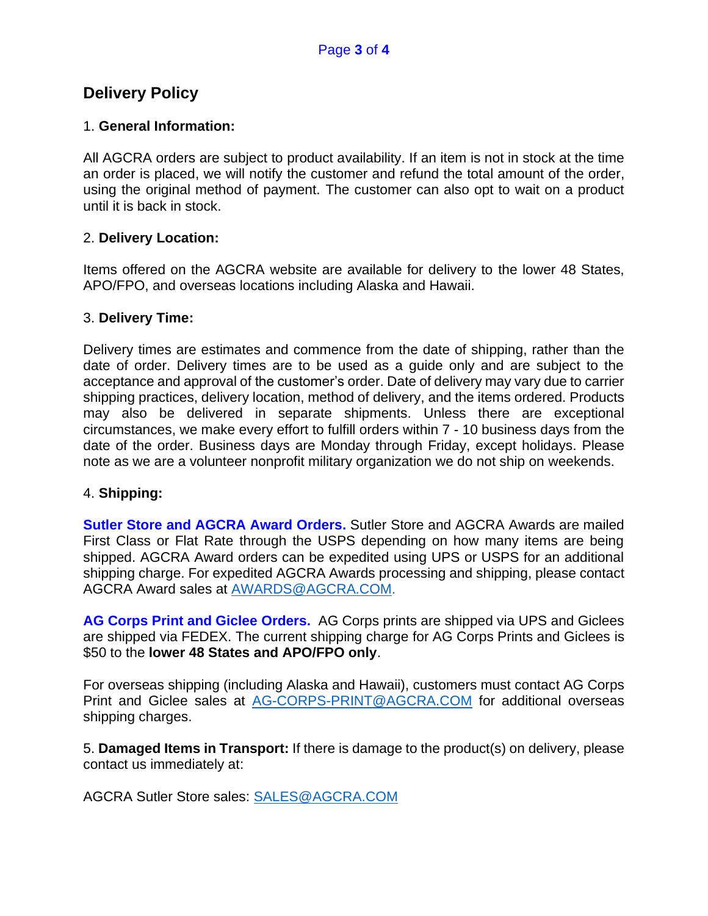## Delivery Policy

1. **General Information:**

All AGCRA orders are subject to product availability. If an item is not in stock at the time an order is placed, we will notify the customer and refund the total amount of the order, using the original method of payment. The customer can also opt to wait on a product until it is back in stock.

2. **Delivery Location:**

Items offered on the AGCRA website are available for delivery to the lower 48 States, APO/FPO, and overseas locations including Alaska and Hawaii.

3. **Delivery Time:**

Delivery times are estimates and commence from the date of shipping, rather than the date of order. Delivery times are to be used as a guide only and are subject to the acceptance and approval of the customer's order. Date of delivery may vary due to carrier shipping practices, delivery location, method of delivery, and the items ordered. Products may also be delivered in separate shipments. Unless there are exceptional circumstances, we make every effort to fulfill orders within 7 - 10 business days from the date of the order. Business days are Monday through Friday, except holidays. Please note as we are a volunteer nonprofit military organization we do not ship on weekends.

4. **Shipping:**

**Sutler Store and AGCRA Award Orders.** Sutler Store and AGCRA Awards are mailed First Class or Flat Rate through the USPS depending on how many items are being shipped. AGCRA Award orders can be expedited using UPS or USPS for an additional shipping charge. For expedited AGCRA Awards processing and shipping, please contact AGCRA Award sales at AWARDS@AGCRA.COM.

**AG Corps Print and Giclee Orders.** AG Corps prints are shipped via UPS and Giclees are shipped via FEDEX. The current shipping charge for AG Corps Prints and Giclees is $50 to the **lower 48 States and APO/FPO only**.

For overseas shipping (including Alaska and Hawaii), customers must contact AG Corps Print and Giclee sales at AG-CORPS-PRINT@AGCRA.COM for additional overseas shipping charges.

5. **Damaged Items in Transport:** If there is damage to the product(s) on delivery, please contact us immediately at:

AGCRA Sutler Store sales: SALES@AGCRA.COM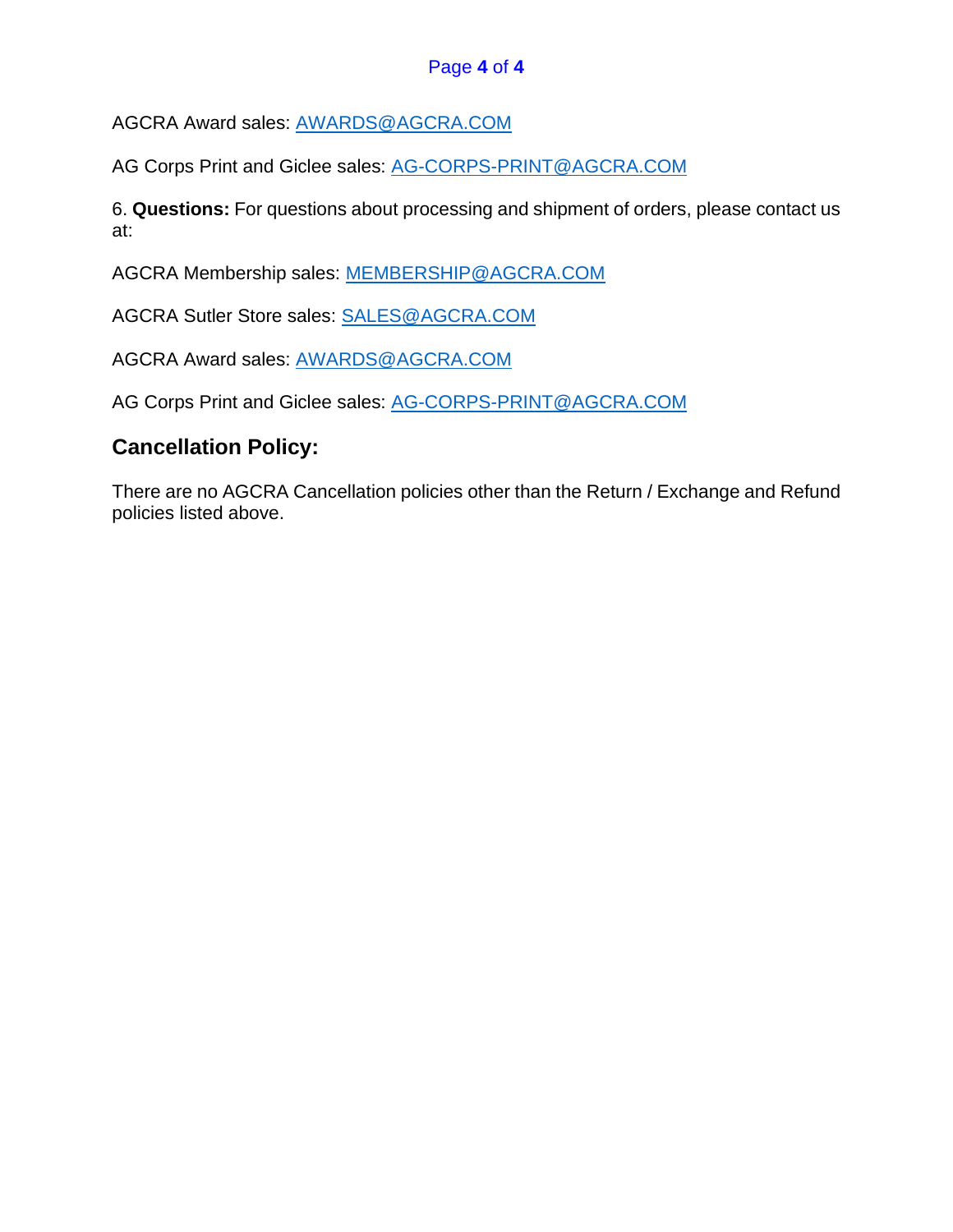AGCRA Award sales: [AWARDS@AGCRA.COM](mailto:AWARDS@AGCRA.COM)

AG Corps Print and Giclee sales: [AG-CORPS-PRINT@AGCRA.COM](mailto:AG-CORPS-PRINT@AGCRA.COM)

6. **Questions:** For questions about processing and shipment of orders, please contact us at:

AGCRA Membership sales: [MEMBERSHIP@AGCRA.COM](mailto:MEMBERSHIP@AGCRA.COM)

AGCRA Sutler Store sales: [SALES@AGCRA.COM](mailto:SALES@AGCRA.COM)

AGCRA Award sales: [AWARDS@AGCRA.COM](mailto:AWARDS@AGCRA.COM)

AG Corps Print and Giclee sales: [AG-CORPS-PRINT@AGCRA.COM](mailto:AG-CORPS-PRINT@AGCRA.COM)

## Cancellation Policy:

There are no AGCRA Cancellation policies other than the Return / Exchange and Refund policies listed above.